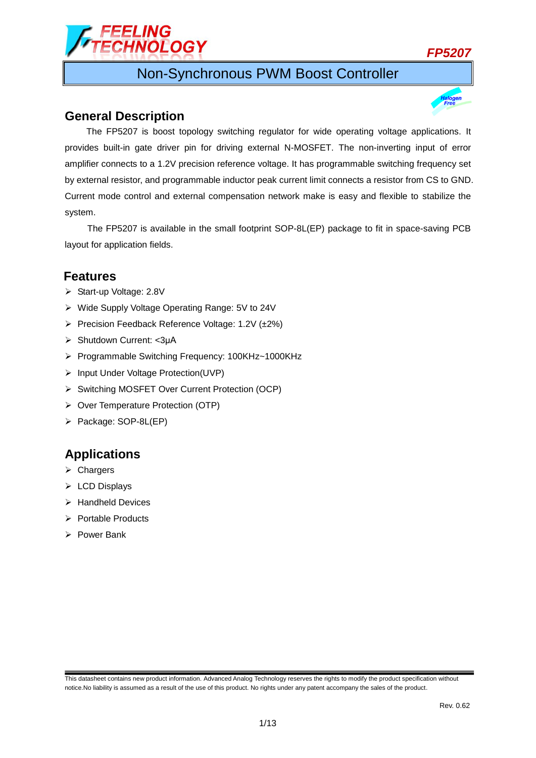# Non-Synchronous PWM Boost Controller

## General Description

The FP5207 is boost topology switching regulator for wide operating voltage applications. It provides built-in gate driver pin for driving external N-MOSFET. The non-inverting input of error amplifier connects to a 1.2V precision reference voltage. It has programmable switching frequency set by external resistor, and programmable inductor peak current limit connects a resistor from CS to GND. Current mode control and external compensation network make is easy and flexible to stabilize the system.

The FP5207 is available in the small footprint SOP-8L(EP) package to fit in space-saving PCB layout for application fields.

## Features

- Start-up Voltage: 2.8V
- Wide Supply Voltage Operating Range: 5V to 24V
- Precision Feedback Reference Voltage: 1.2V (±2%)
- Shutdown Current: <3μA
- Programmable Switching Frequency: 100KHz~1000KHz
- Input Under Voltage Protection(UVP)
- Switching MOSFET Over Current Protection (OCP)
- Over Temperature Protection (OTP)
- Package: SOP-8L(EP)

## Applications

- Chargers
- LCD Displays
- Handheld Devices
- Portable Products
- Power Bank

This datasheet contains new product information. Advanced Analog Technology reserves the rights to modify the product specification without notice.No liability is assumed as a result of the use of this product. No rights under any patent accompany the sales of the product.

Rev. 0.62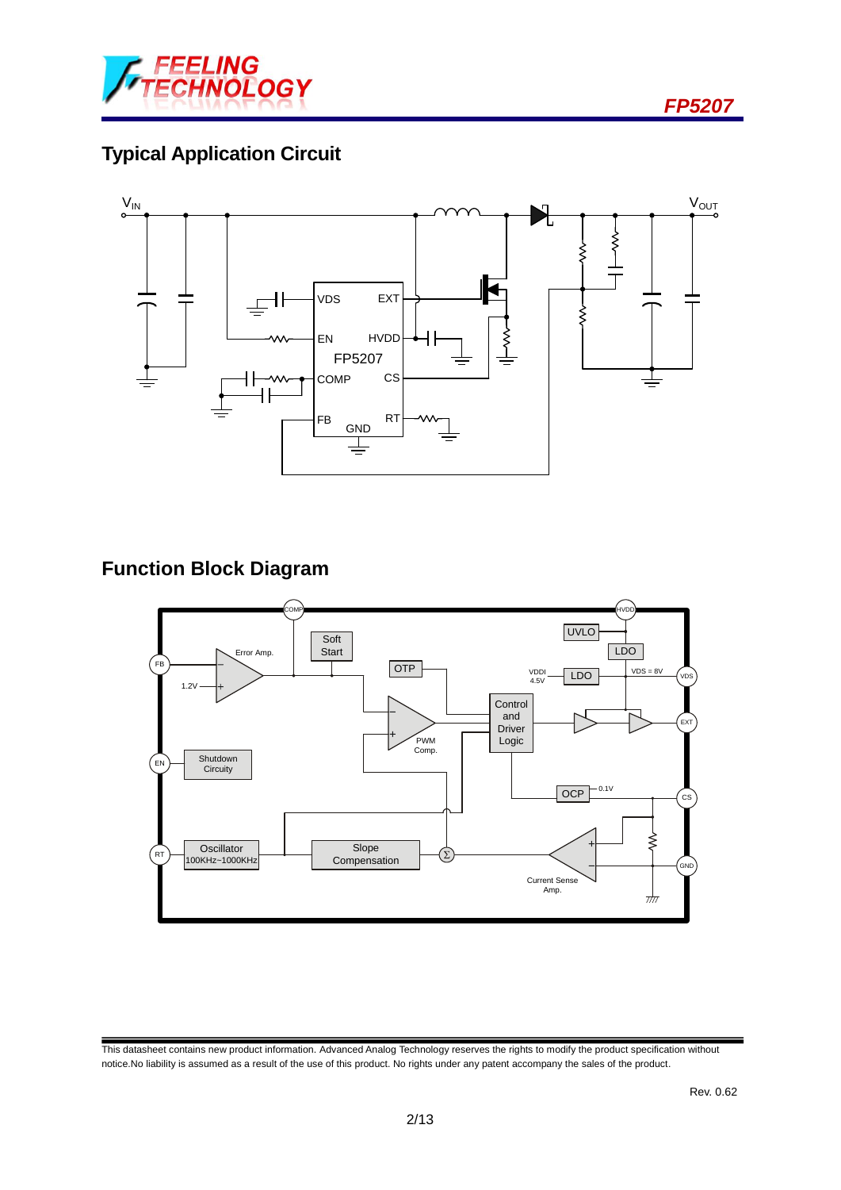## Typical Application Circuit

## Function Block Diagram

This datasheet contains new product information. Advanced Analog Technology reserves the rights to modify the product specification without notice.No liability is assumed as a result of the use of this product. No rights under any patent accompany the sales of the product.

Rev. 0.62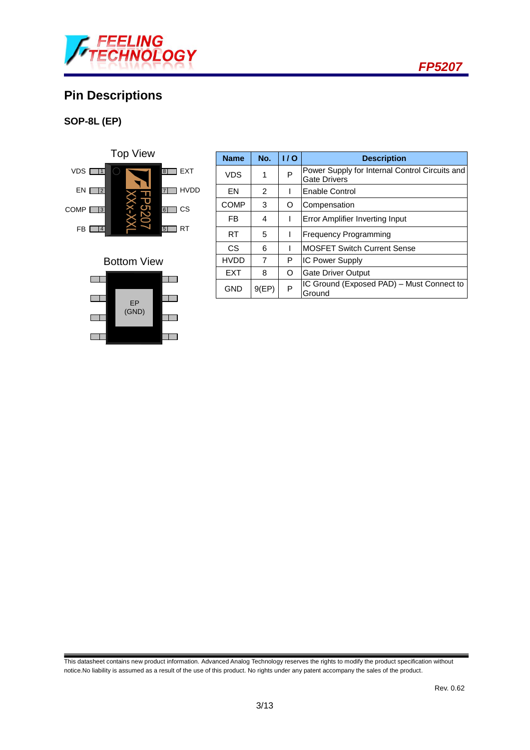## Pin Descriptions

### SOP-8L (EP)

Top View

| | | | |
|---|---|---|---|
| VDS | 1 | 8 | EXT |
| EN | 2 | 7 | HVDD |
| COMP | 3 | 6 | CS |
| FB | 4 | 5 | RT |

Bottom View

EP (GND)

| Name | No. | I / O | Description |
|---|---|---|---|
| VDS | 1 | P | Power Supply for Internal Control Circuits and Gate Drivers |
| EN | 2 | I | Enable Control |
| COMP | 3 | O | Compensation |
| FB | 4 | I | Error Amplifier Inverting Input |
| RT | 5 | I | Frequency Programming |
| CS | 6 | I | MOSFET Switch Current Sense |
| HVDD | 7 | P | IC Power Supply |
| EXT | 8 | O | Gate Driver Output |
| GND | 9(EP) | P | IC Ground (Exposed PAD) – Must Connect to Ground |

This datasheet contains new product information. Advanced Analog Technology reserves the rights to modify the product specification without notice.No liability is assumed as a result of the use of this product. No rights under any patent accompany the sales of the product.

Rev. 0.62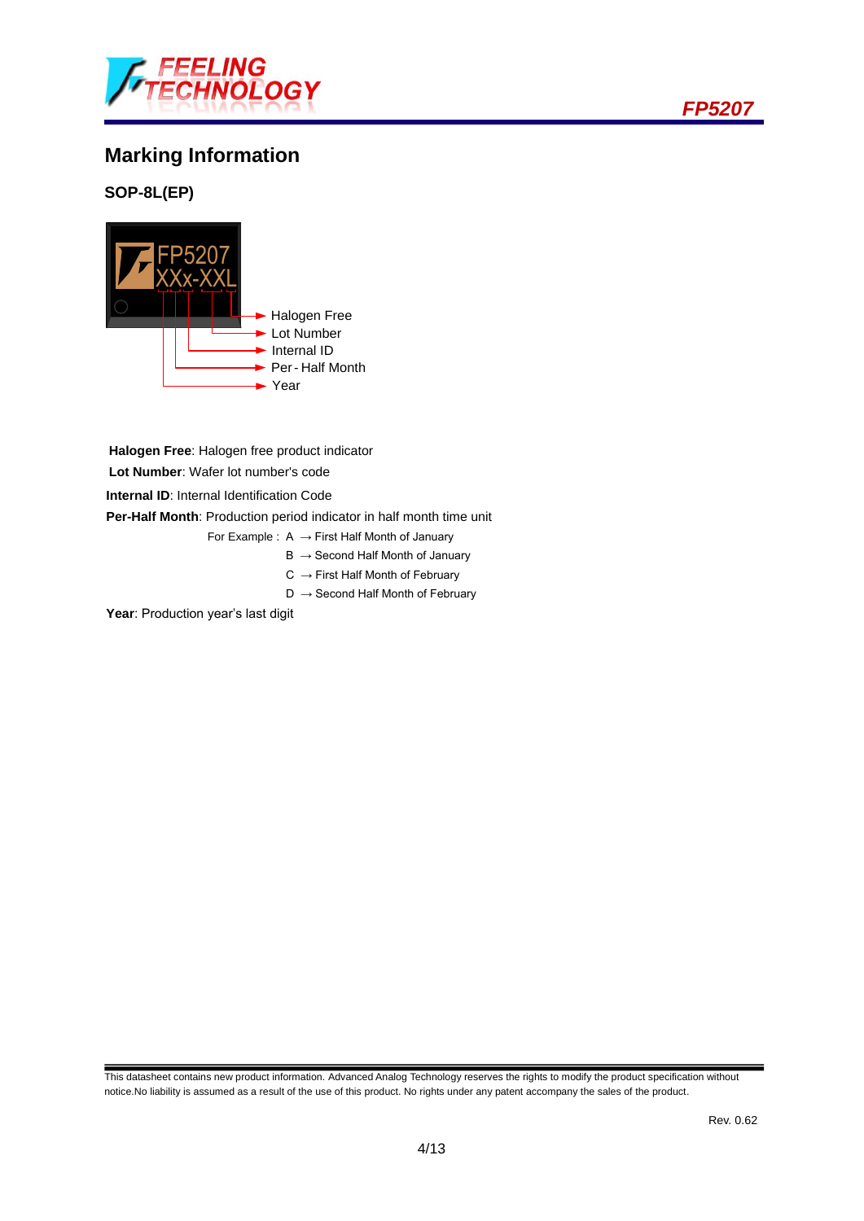## Marking Information

### SOP-8L(EP)

FP5207
XXx-XXL

- Halogen Free
- Lot Number
- Internal ID
- Per - Half Month
- Year

**Halogen Free**: Halogen free product indicator

**Lot Number**: Wafer lot number's code

**Internal ID**: Internal Identification Code

**Per-Half Month**: Production period indicator in half month time unit

For Example : A → First Half Month of January
B → Second Half Month of January
C → First Half Month of February
D → Second Half Month of February

**Year**: Production year's last digit

This datasheet contains new product information. Advanced Analog Technology reserves the rights to modify the product specification without notice.No liability is assumed as a result of the use of this product. No rights under any patent accompany the sales of the product.

Rev. 0.62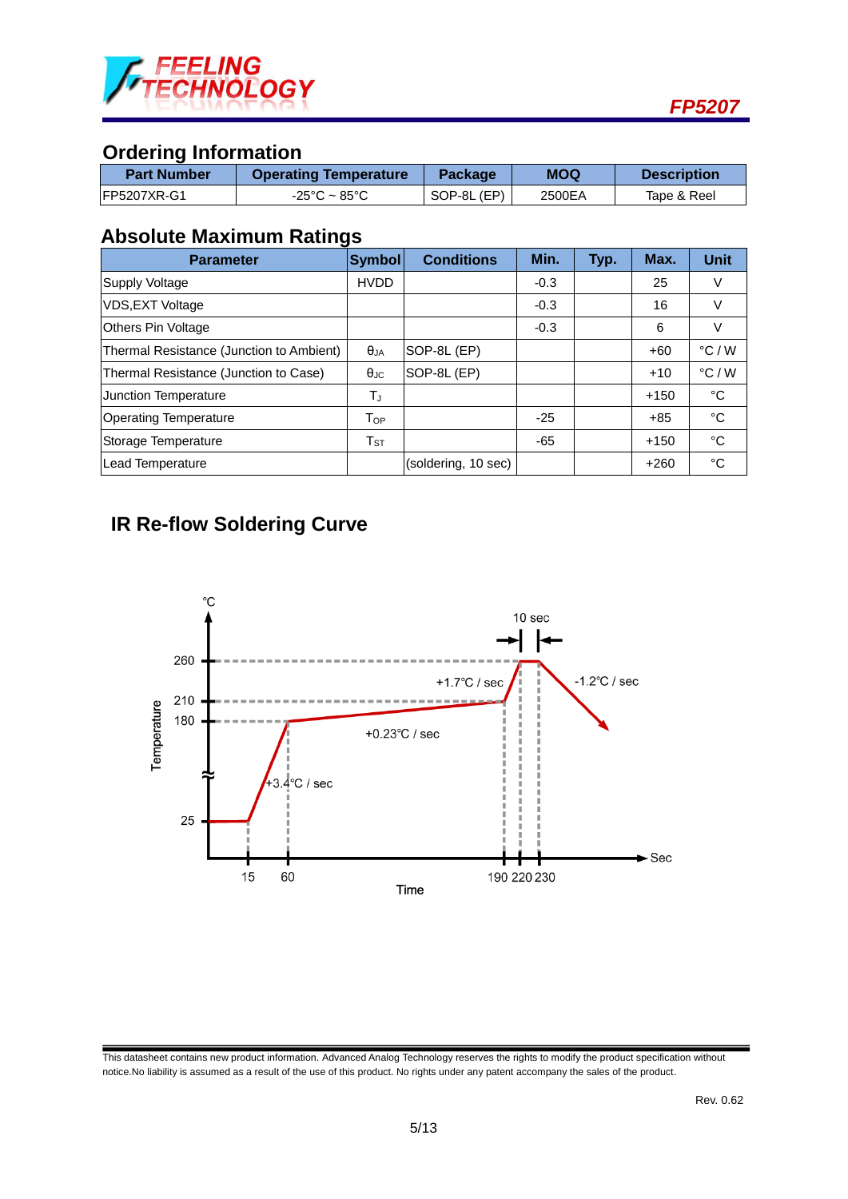## Ordering Information

| Part Number | Operating Temperature | Package | MOQ | Description |
|---|---|---|---|---|
| FP5207XR-G1 | -25°C ~ 85°C | SOP-8L (EP) | 2500EA | Tape & Reel |

## Absolute Maximum Ratings

| Parameter | Symbol | Conditions | Min. | Typ. | Max. | Unit |
|---|---|---|---|---|---|---|
| Supply Voltage | HVDD | | -0.3 | | 25 | V |
| VDS,EXT Voltage | | | -0.3 | | 16 | V |
| Others Pin Voltage | | | -0.3 | | 6 | V |
| Thermal Resistance (Junction to Ambient) | $\theta_{JA}$ | SOP-8L (EP) | | | +60 | °C / W |
| Thermal Resistance (Junction to Case) | $\theta_{JC}$ | SOP-8L (EP) | | | +10 | °C / W |
| Junction Temperature | $T_J$ | | | | +150 | °C |
| Operating Temperature | $T_{OP}$ | | -25 | | +85 | °C |
| Storage Temperature | $T_{ST}$ | | -65 | | +150 | °C |
| Lead Temperature | | (soldering, 10 sec) | | | +260 | °C |

## IR Re-flow Soldering Curve

°C

10 sec

260

210

180

Temperature

25

+1.7°C / sec

-1.2°C / sec

+0.23°C / sec

+3.4°C / sec

Sec

15 60 190 220 230

Time

This datasheet contains new product information. Advanced Analog Technology reserves the rights to modify the product specification without notice.No liability is assumed as a result of the use of this product. No rights under any patent accompany the sales of the product.

Rev. 0.62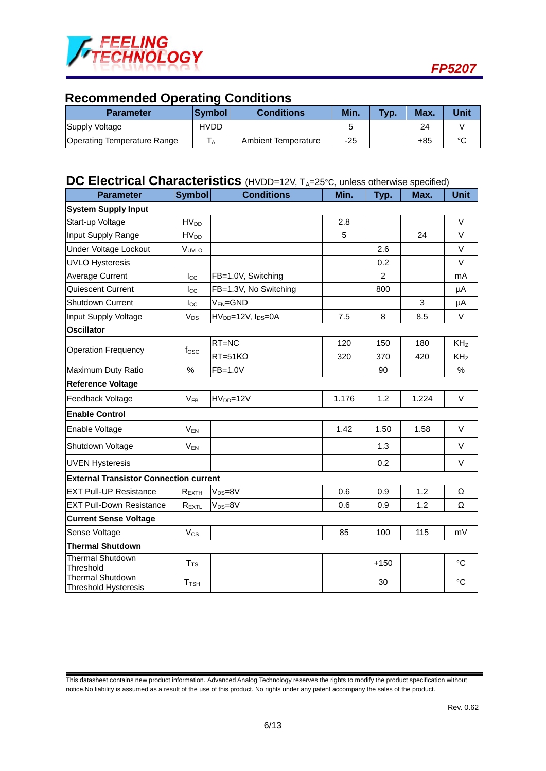## Recommended Operating Conditions

| Parameter | Symbol | Conditions | Min. | Typ. | Max. | Unit |
|---|---|---|---|---|---|---|
| Supply Voltage | HVDD | | 5 | | 24 | V |
| Operating Temperature Range | $T_A$ | Ambient Temperature | -25 | | +85 | °C |

## DC Electrical Characteristics (HVDD=12V, $T_A$=25°C, unless otherwise specified)

| Parameter | Symbol | Conditions | Min. | Typ. | Max. | Unit |
|---|---|---|---|---|---|---|
| **System Supply Input** | | | | | | |
| Start-up Voltage | $HV_{DD}$ | | 2.8 | | | V |
| Input Supply Range | $HV_{DD}$ | | 5 | | 24 | V |
| Under Voltage Lockout | $V_{UVLO}$ | | | 2.6 | | V |
| UVLO Hysteresis | | | | 0.2 | | V |
| Average Current | $I_{CC}$ | FB=1.0V, Switching | | 2 | | mA |
| Quiescent Current | $I_{CC}$ | FB=1.3V, No Switching | | 800 | | µA |
| Shutdown Current | $I_{CC}$ | $V_{EN}$=GND | | | 3 | µA |
| Input Supply Voltage | $V_{DS}$ | $HV_{DD}$=12V, $I_{DS}$=0A | 7.5 | 8 | 8.5 | V |
| **Oscillator** | | | | | | |
| Operation Frequency | $f_{OSC}$ | RT=NC | 120 | 150 | 180 | KHz |
| | | RT=51KΩ | 320 | 370 | 420 | KHz |
| Maximum Duty Ratio | % | FB=1.0V | | 90 | | % |
| **Reference Voltage** | | | | | | |
| Feedback Voltage | $V_{FB}$ | $HV_{DD}$=12V | 1.176 | 1.2 | 1.224 | V |
| **Enable Control** | | | | | | |
| Enable Voltage | $V_{EN}$ | | 1.42 | 1.50 | 1.58 | V |
| Shutdown Voltage | $V_{EN}$ | | | 1.3 | | V |
| UVEN Hysteresis | | | | 0.2 | | V |
| **External Transistor Connection current** | | | | | | |
| EXT Pull-UP Resistance | $R_{EXTH}$ | $V_{DS}$=8V | 0.6 | 0.9 | 1.2 | Ω |
| EXT Pull-Down Resistance | $R_{EXTL}$ | $V_{DS}$=8V | 0.6 | 0.9 | 1.2 | Ω |
| **Current Sense Voltage** | | | | | | |
| Sense Voltage | $V_{CS}$ | | 85 | 100 | 115 | mV |
| **Thermal Shutdown** | | | | | | |
| Thermal Shutdown Threshold | $T_{TS}$ | | | +150 | | °C |
| Thermal Shutdown Threshold Hysteresis | $T_{TSH}$ | | | 30 | | °C |

This datasheet contains new product information. Advanced Analog Technology reserves the rights to modify the product specification without notice.No liability is assumed as a result of the use of this product. No rights under any patent accompany the sales of the product.

Rev. 0.62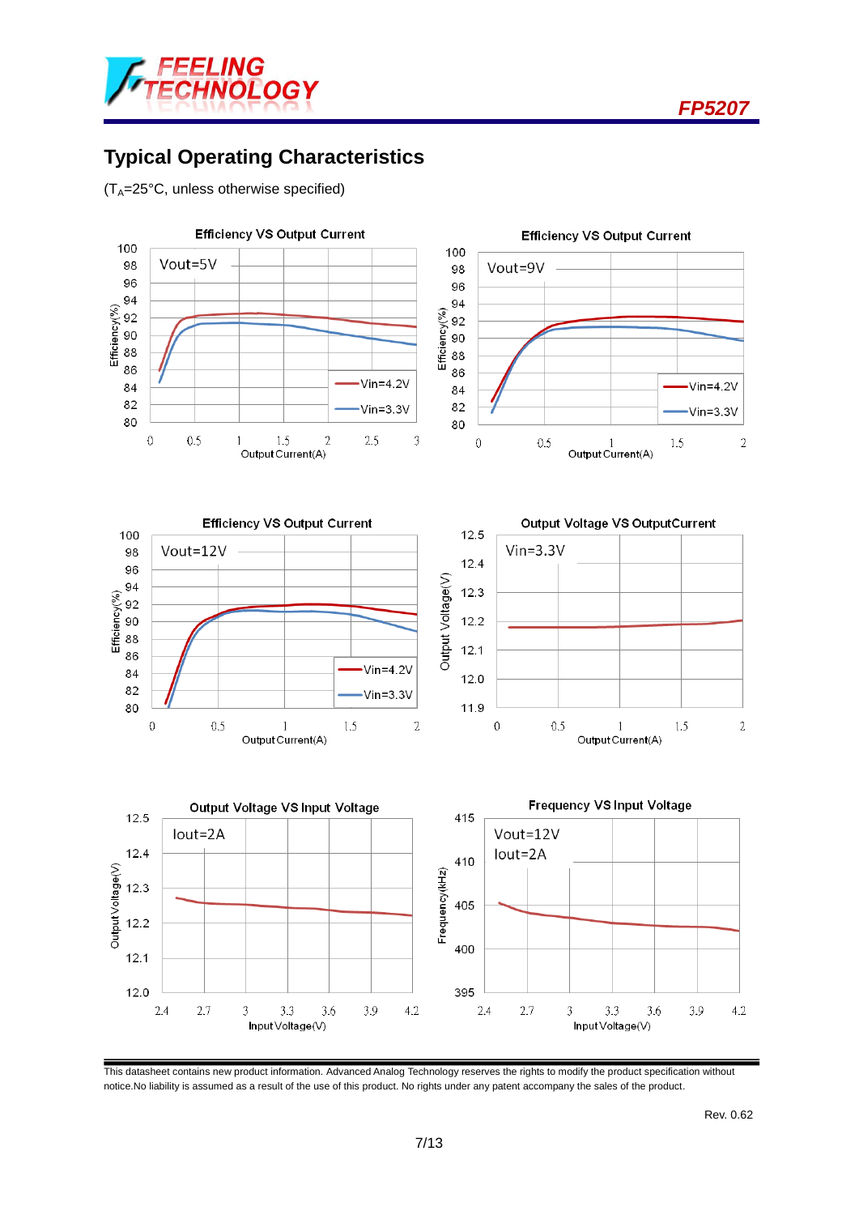## Typical Operating Characteristics

($T_A$=25°C, unless otherwise specified)

Efficiency VS Output Current

Vout=5V

Efficiency(%) vs Output Current(A)

Vin=4.2V
Vin=3.3V

Efficiency VS Output Current

Vout=9V

Efficiency(%) vs Output Current(A)

Vin=4.2V
Vin=3.3V

Efficiency VS Output Current

Vout=12V

Efficiency(%) vs Output Current(A)

Vin=4.2V
Vin=3.3V

Output Voltage VS OutputCurrent

Vin=3.3V

Output Voltage(V) vs Output Current(A)

Output Voltage VS Input Voltage

Iout=2A

Output Voltage(V) vs Input Voltage(V)

Frequency VS Input Voltage

Vout=12V
Iout=2A

Frequency(kHz) vs Input Voltage(V)

---

This datasheet contains new product information. Advanced Analog Technology reserves the rights to modify the product specification without notice.No liability is assumed as a result of the use of this product. No rights under any patent accompany the sales of the product.

Rev. 0.62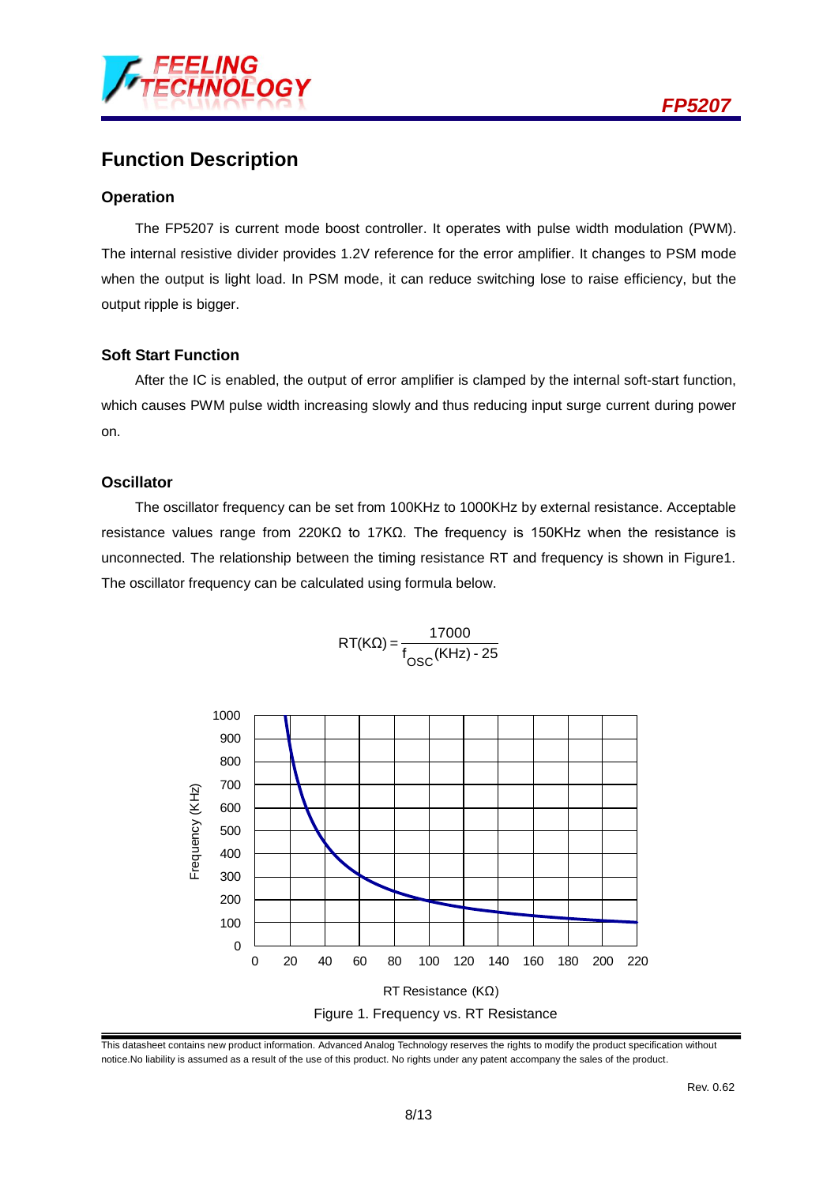## Function Description

### Operation

The FP5207 is current mode boost controller. It operates with pulse width modulation (PWM). The internal resistive divider provides 1.2V reference for the error amplifier. It changes to PSM mode when the output is light load. In PSM mode, it can reduce switching lose to raise efficiency, but the output ripple is bigger.

### Soft Start Function

After the IC is enabled, the output of error amplifier is clamped by the internal soft-start function, which causes PWM pulse width increasing slowly and thus reducing input surge current during power on.

### Oscillator

The oscillator frequency can be set from 100KHz to 1000KHz by external resistance. Acceptable resistance values range from 220KΩ to 17KΩ. The frequency is 150KHz when the resistance is unconnected. The relationship between the timing resistance RT and frequency is shown in Figure1. The oscillator frequency can be calculated using formula below.

$$RT(K\Omega) = \frac{17000}{f_{OSC}(KHz) - 25}$$

Figure 1. Frequency vs. RT Resistance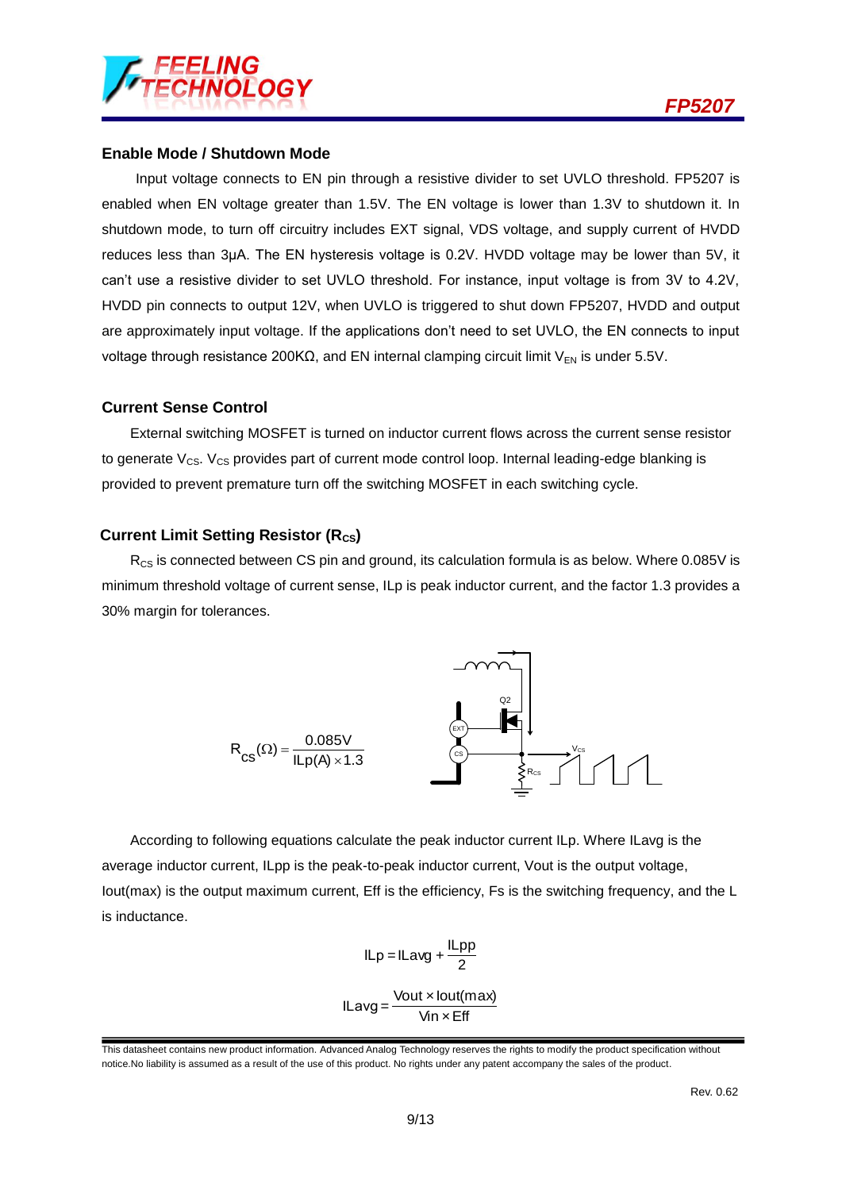## Enable Mode / Shutdown Mode

Input voltage connects to EN pin through a resistive divider to set UVLO threshold. FP5207 is enabled when EN voltage greater than 1.5V. The EN voltage is lower than 1.3V to shutdown it. In shutdown mode, to turn off circuitry includes EXT signal, VDS voltage, and supply current of HVDD reduces less than 3μA. The EN hysteresis voltage is 0.2V. HVDD voltage may be lower than 5V, it can't use a resistive divider to set UVLO threshold. For instance, input voltage is from 3V to 4.2V, HVDD pin connects to output 12V, when UVLO is triggered to shut down FP5207, HVDD and output are approximately input voltage. If the applications don't need to set UVLO, the EN connects to input voltage through resistance 200KΩ, and EN internal clamping circuit limit $V_{EN}$ is under 5.5V.

## Current Sense Control

External switching MOSFET is turned on inductor current flows across the current sense resistor to generate $V_{CS}$. $V_{CS}$ provides part of current mode control loop. Internal leading-edge blanking is provided to prevent premature turn off the switching MOSFET in each switching cycle.

## Current Limit Setting Resistor ($R_{CS}$)

$R_{CS}$ is connected between CS pin and ground, its calculation formula is as below. Where 0.085V is minimum threshold voltage of current sense, ILp is peak inductor current, and the factor 1.3 provides a 30% margin for tolerances.

$$R_{CS}(\Omega) = \frac{0.085V}{ILp(A) \times 1.3}$$

According to following equations calculate the peak inductor current ILp. Where ILavg is the average inductor current, ILpp is the peak-to-peak inductor current, Vout is the output voltage, Iout(max) is the output maximum current, Eff is the efficiency, Fs is the switching frequency, and the L is inductance.

$$ILp = ILavg + \frac{ILpp}{2}$$

$$ILavg = \frac{Vout \times Iout(max)}{Vin \times Eff}$$

This datasheet contains new product information. Advanced Analog Technology reserves the rights to modify the product specification without notice.No liability is assumed as a result of the use of this product. No rights under any patent accompany the sales of the product.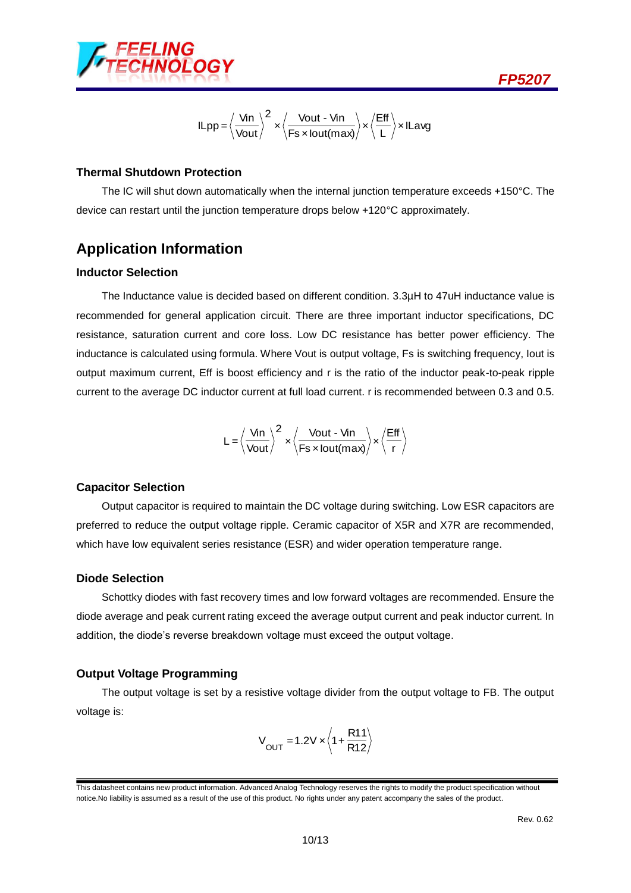$$ILpp = \left(\frac{Vin}{Vout}\right)^2 \times \left(\frac{Vout - Vin}{Fs \times Iout(max)}\right) \times \left(\frac{Eff}{L}\right) \times ILavg$$

### Thermal Shutdown Protection

The IC will shut down automatically when the internal junction temperature exceeds +150°C. The device can restart until the junction temperature drops below +120°C approximately.

## Application Information

### Inductor Selection

The Inductance value is decided based on different condition. 3.3µH to 47uH inductance value is recommended for general application circuit. There are three important inductor specifications, DC resistance, saturation current and core loss. Low DC resistance has better power efficiency. The inductance is calculated using formula. Where Vout is output voltage, Fs is switching frequency, Iout is output maximum current, Eff is boost efficiency and r is the ratio of the inductor peak-to-peak ripple current to the average DC inductor current at full load current. r is recommended between 0.3 and 0.5.

$$L = \left(\frac{Vin}{Vout}\right)^2 \times \left(\frac{Vout - Vin}{Fs \times Iout(max)}\right) \times \left(\frac{Eff}{r}\right)$$

### Capacitor Selection

Output capacitor is required to maintain the DC voltage during switching. Low ESR capacitors are preferred to reduce the output voltage ripple. Ceramic capacitor of X5R and X7R are recommended, which have low equivalent series resistance (ESR) and wider operation temperature range.

### Diode Selection

Schottky diodes with fast recovery times and low forward voltages are recommended. Ensure the diode average and peak current rating exceed the average output current and peak inductor current. In addition, the diode's reverse breakdown voltage must exceed the output voltage.

### Output Voltage Programming

The output voltage is set by a resistive voltage divider from the output voltage to FB. The output voltage is:

$$V_{OUT} = 1.2V \times \left(1 + \frac{R11}{R12}\right)$$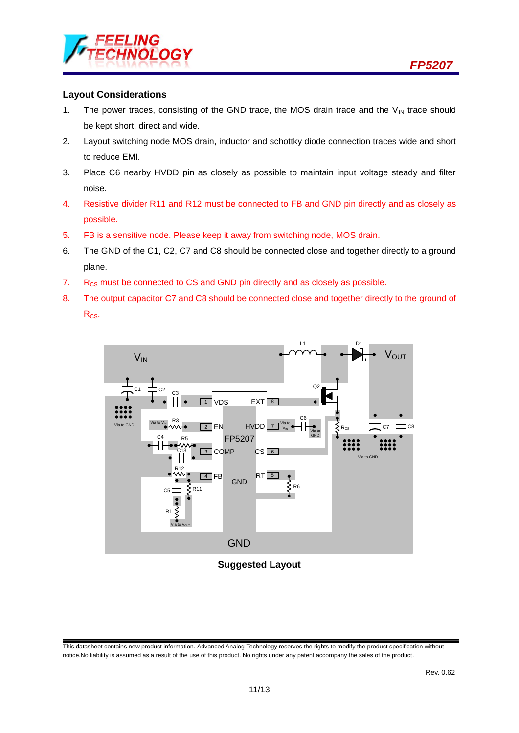## Layout Considerations

1. The power traces, consisting of the GND trace, the MOS drain trace and the $V_{IN}$ trace should be kept short, direct and wide.
2. Layout switching node MOS drain, inductor and schottky diode connection traces wide and short to reduce EMI.
3. Place C6 nearby HVDD pin as closely as possible to maintain input voltage steady and filter noise.
4. Resistive divider R11 and R12 must be connected to FB and GND pin directly and as closely as possible.
5. FB is a sensitive node. Please keep it away from switching node, MOS drain.
6. The GND of the C1, C2, C7 and C8 should be connected close and together directly to a ground plane.
7. $R_{CS}$ must be connected to CS and GND pin directly and as closely as possible.
8. The output capacitor C7 and C8 should be connected close and together directly to the ground of $R_{CS}$.

**Suggested Layout**

This datasheet contains new product information. Advanced Analog Technology reserves the rights to modify the product specification without notice.No liability is assumed as a result of the use of this product. No rights under any patent accompany the sales of the product.

Rev. 0.62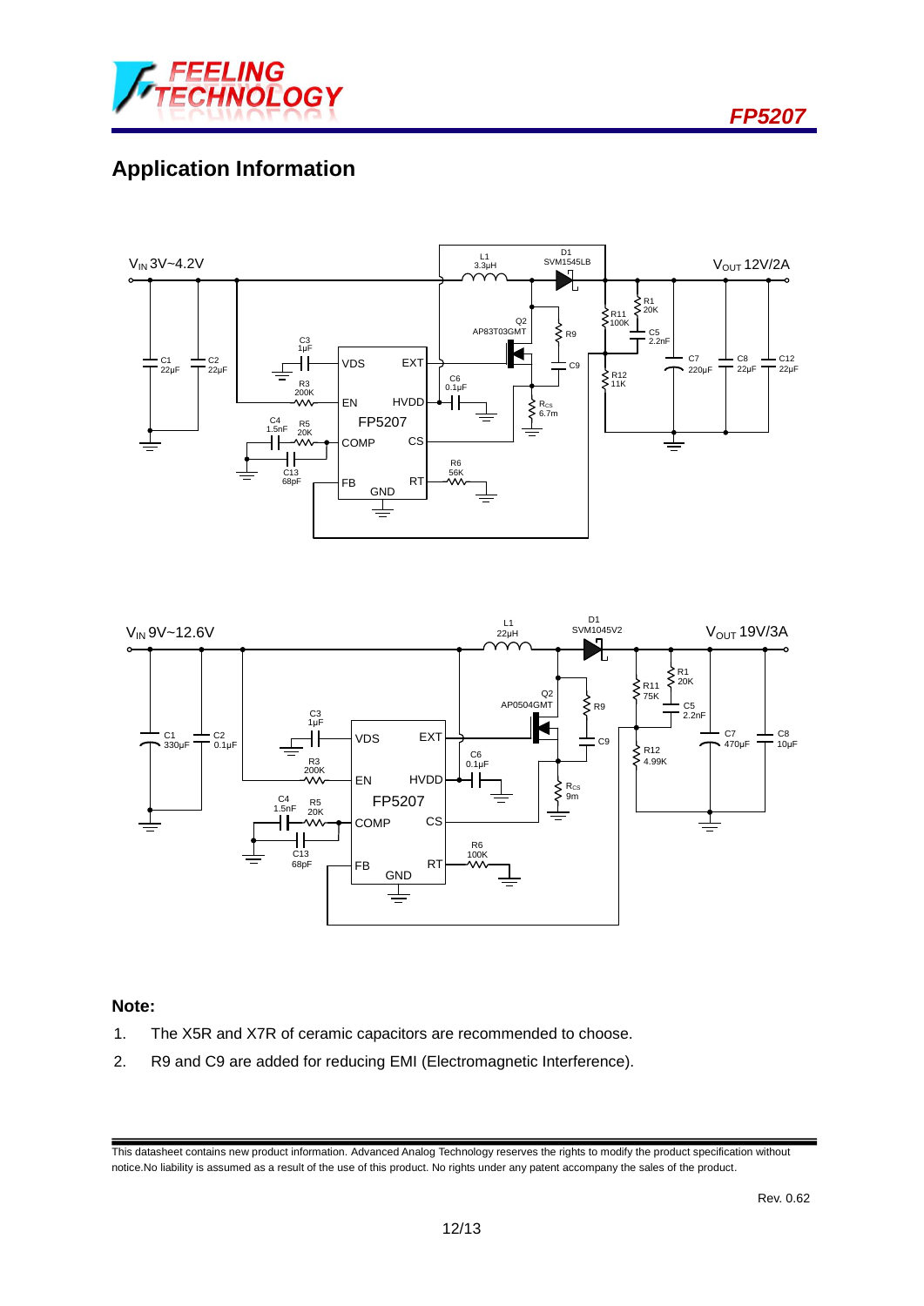## Application Information

## Note:

1. The X5R and X7R of ceramic capacitors are recommended to choose.
2. R9 and C9 are added for reducing EMI (Electromagnetic Interference).

This datasheet contains new product information. Advanced Analog Technology reserves the rights to modify the product specification without notice.No liability is assumed as a result of the use of this product. No rights under any patent accompany the sales of the product.

Rev. 0.62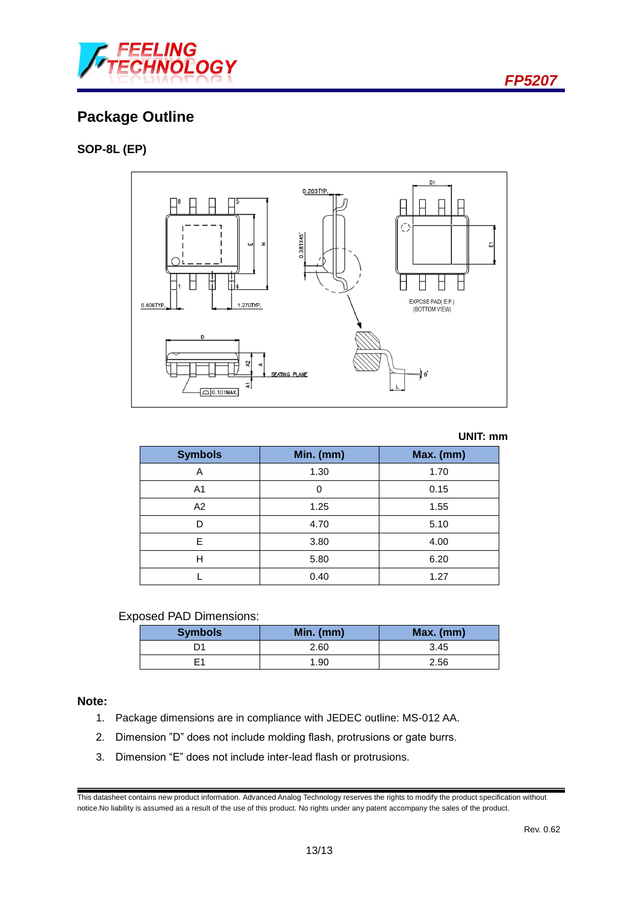## Package Outline

### SOP-8L (EP)

0.203TYP.

D1

0.381X45°

E

H

E1

EXPOSE PAD( E.P.)
(BOTTOM VIEW)

0.406TYP.

1.270TYP.

D

A2

A

SEATING PLANE

A1

0.101MAX.

θ°

L

**UNIT: mm**

| Symbols | Min. (mm) | Max. (mm) |
|---|---|---|
| A | 1.30 | 1.70 |
| A1 | 0 | 0.15 |
| A2 | 1.25 | 1.55 |
| D | 4.70 | 5.10 |
| E | 3.80 | 4.00 |
| H | 5.80 | 6.20 |
| L | 0.40 | 1.27 |

Exposed PAD Dimensions:

| Symbols | Min. (mm) | Max. (mm) |
|---|---|---|
| D1 | 2.60 | 3.45 |
| E1 | 1.90 | 2.56 |

**Note:**

1. Package dimensions are in compliance with JEDEC outline: MS-012 AA.
2. Dimension "D" does not include molding flash, protrusions or gate burrs.
3. Dimension "E" does not include inter-lead flash or protrusions.

This datasheet contains new product information. Advanced Analog Technology reserves the rights to modify the product specification without notice.No liability is assumed as a result of the use of this product. No rights under any patent accompany the sales of the product.

Rev. 0.62